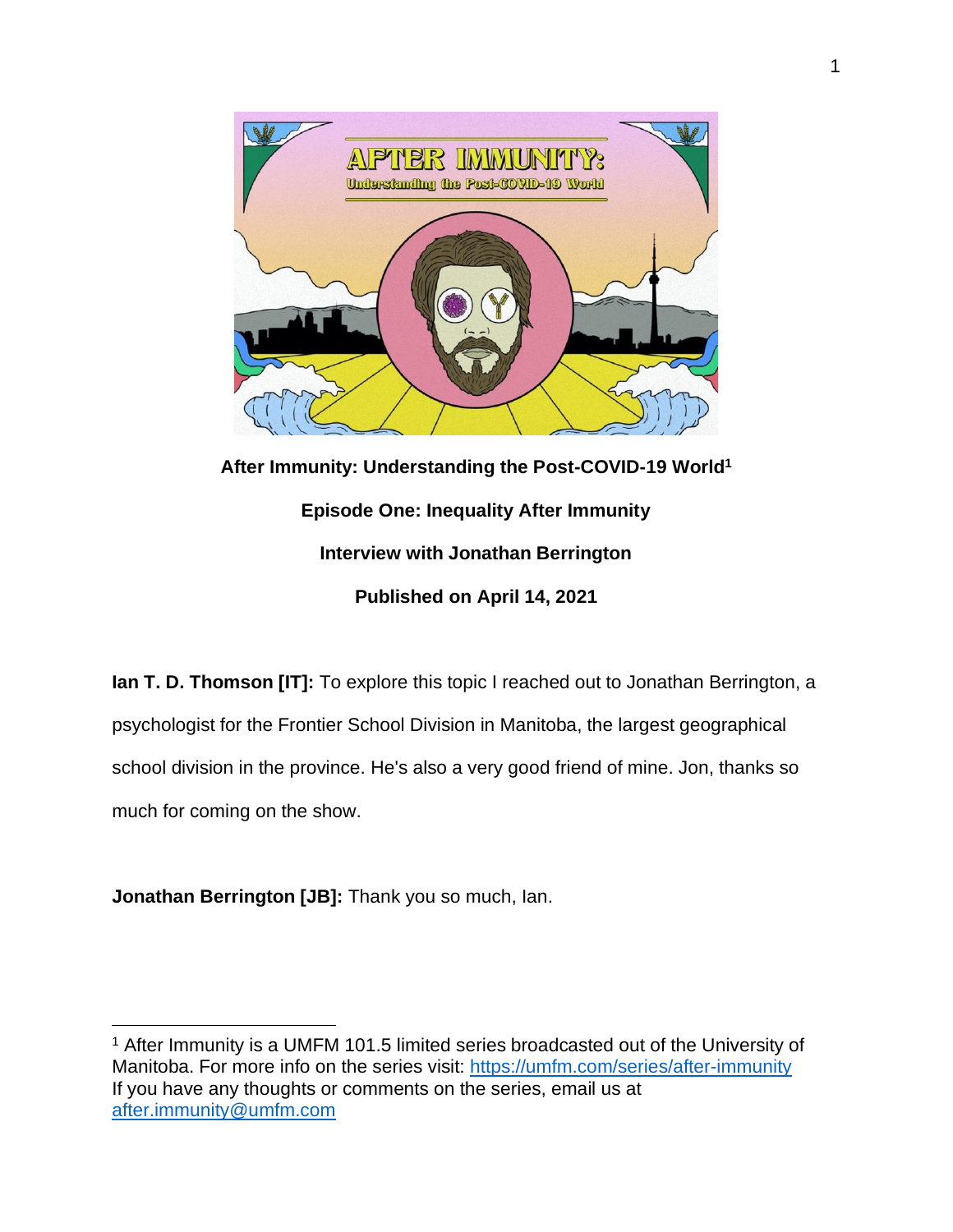**After Immunity: Understanding the Post-COVID-19 World**[1]

**Episode One: Inequality After Immunity**

**Interview with Jonathan Berrington**

**Published on April 14, 2021**

**Ian T. D. Thomson [IT]:** To explore this topic I reached out to Jonathan Berrington, a psychologist for the Frontier School Division in Manitoba, the largest geographical school division in the province. He's also a very good friend of mine. Jon, thanks so much for coming on the show.

**Jonathan Berrington [JB]:** Thank you so much, Ian.

---

[1] After Immunity is a UMFM 101.5 limited series broadcasted out of the University of Manitoba. For more info on the series visit: [https://umfm.com/series/after-immunity](https://umfm.com/series/after-immunity) If you have any thoughts or comments on the series, email us at [after.immunity@umfm.com](mailto:after.immunity@umfm.com)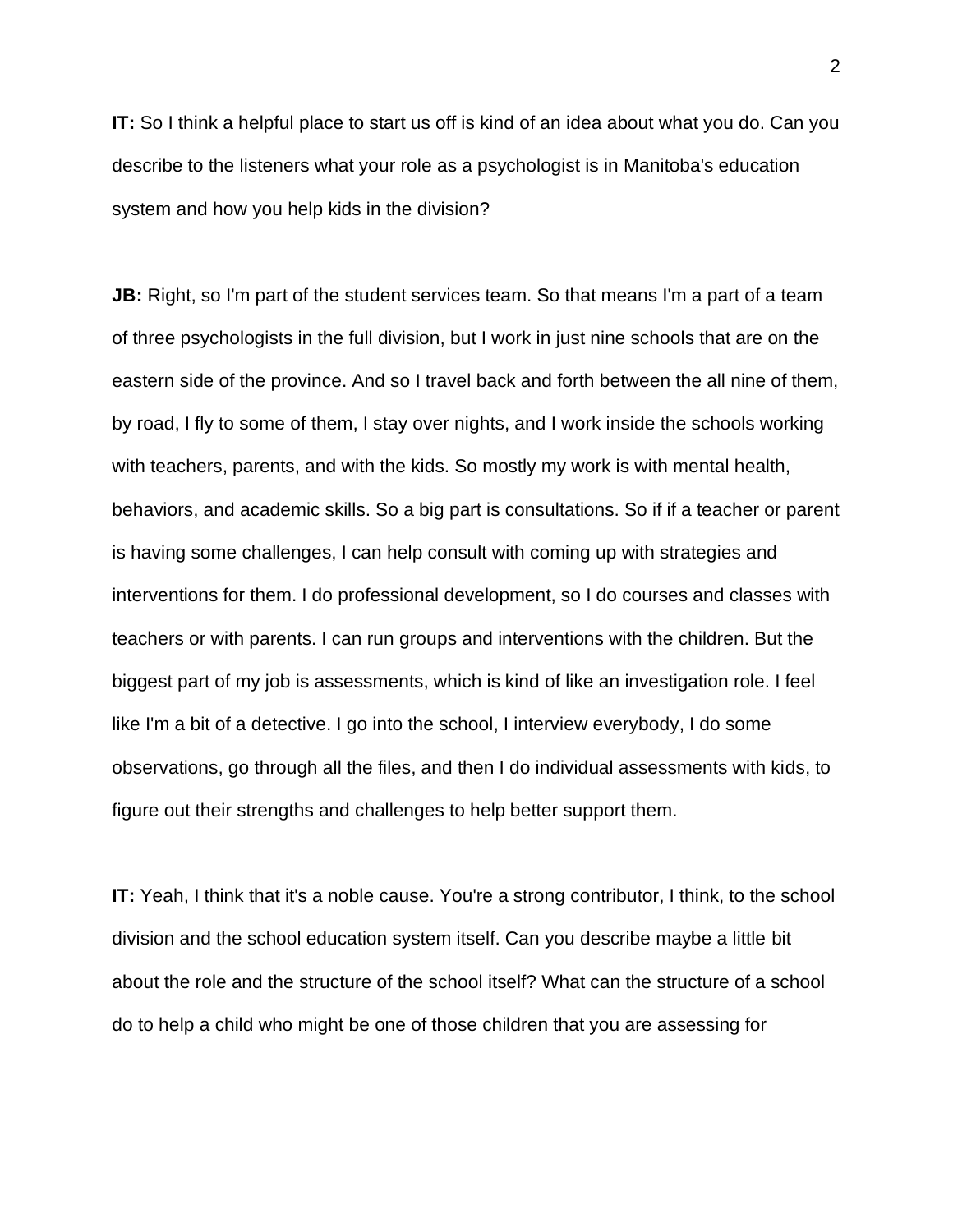**IT:** So I think a helpful place to start us off is kind of an idea about what you do. Can you describe to the listeners what your role as a psychologist is in Manitoba's education system and how you help kids in the division?

**JB:** Right, so I'm part of the student services team. So that means I'm a part of a team of three psychologists in the full division, but I work in just nine schools that are on the eastern side of the province. And so I travel back and forth between the all nine of them, by road, I fly to some of them, I stay over nights, and I work inside the schools working with teachers, parents, and with the kids. So mostly my work is with mental health, behaviors, and academic skills. So a big part is consultations. So if if a teacher or parent is having some challenges, I can help consult with coming up with strategies and interventions for them. I do professional development, so I do courses and classes with teachers or with parents. I can run groups and interventions with the children. But the biggest part of my job is assessments, which is kind of like an investigation role. I feel like I'm a bit of a detective. I go into the school, I interview everybody, I do some observations, go through all the files, and then I do individual assessments with kids, to figure out their strengths and challenges to help better support them.

**IT:** Yeah, I think that it's a noble cause. You're a strong contributor, I think, to the school division and the school education system itself. Can you describe maybe a little bit about the role and the structure of the school itself? What can the structure of a school do to help a child who might be one of those children that you are assessing for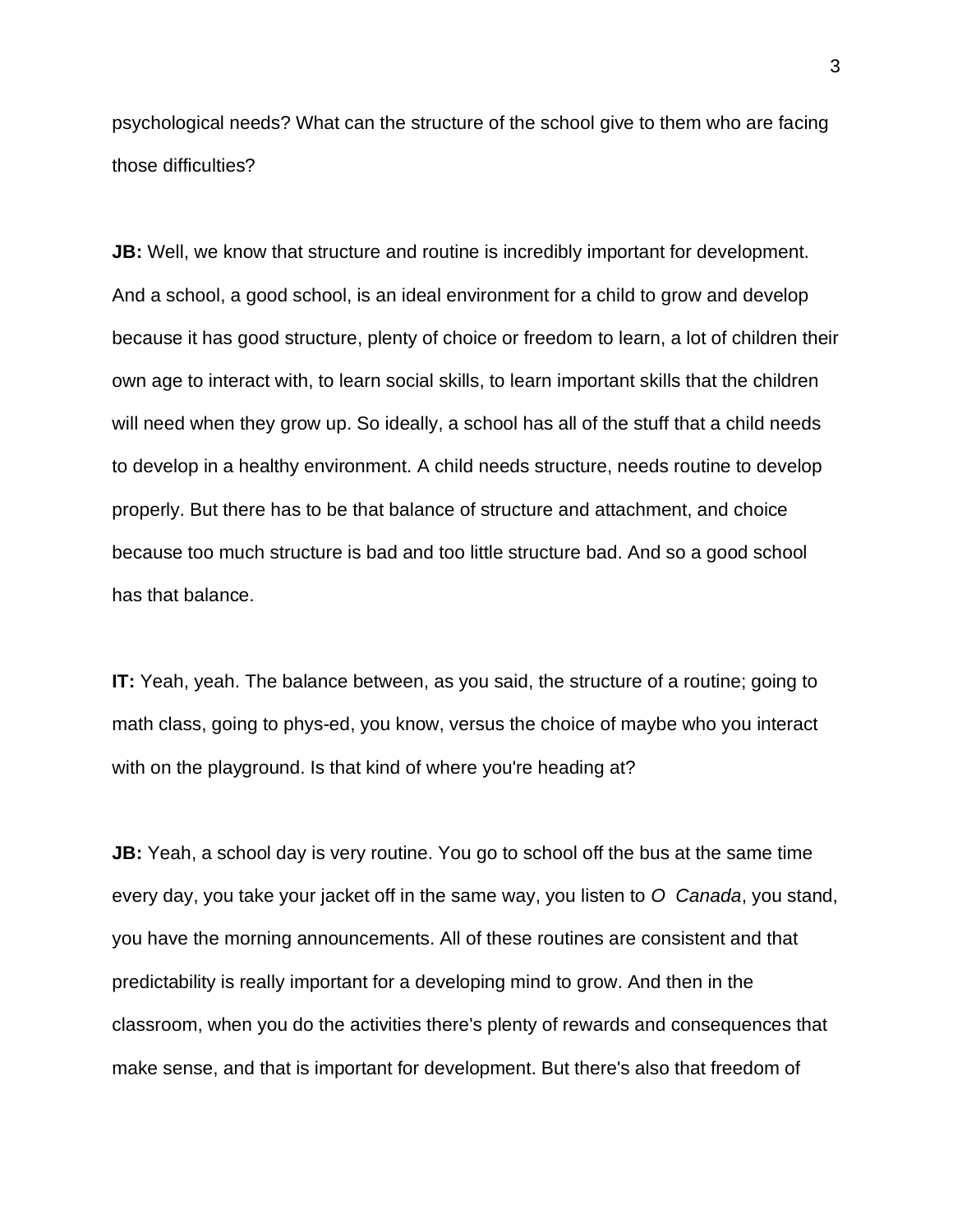psychological needs? What can the structure of the school give to them who are facing those difficulties?

**JB:** Well, we know that structure and routine is incredibly important for development. And a school, a good school, is an ideal environment for a child to grow and develop because it has good structure, plenty of choice or freedom to learn, a lot of children their own age to interact with, to learn social skills, to learn important skills that the children will need when they grow up. So ideally, a school has all of the stuff that a child needs to develop in a healthy environment. A child needs structure, needs routine to develop properly. But there has to be that balance of structure and attachment, and choice because too much structure is bad and too little structure bad. And so a good school has that balance.

**IT:** Yeah, yeah. The balance between, as you said, the structure of a routine; going to math class, going to phys-ed, you know, versus the choice of maybe who you interact with on the playground. Is that kind of where you're heading at?

**JB:** Yeah, a school day is very routine. You go to school off the bus at the same time every day, you take your jacket off in the same way, you listen to *O Canada*, you stand, you have the morning announcements. All of these routines are consistent and that predictability is really important for a developing mind to grow. And then in the classroom, when you do the activities there's plenty of rewards and consequences that make sense, and that is important for development. But there's also that freedom of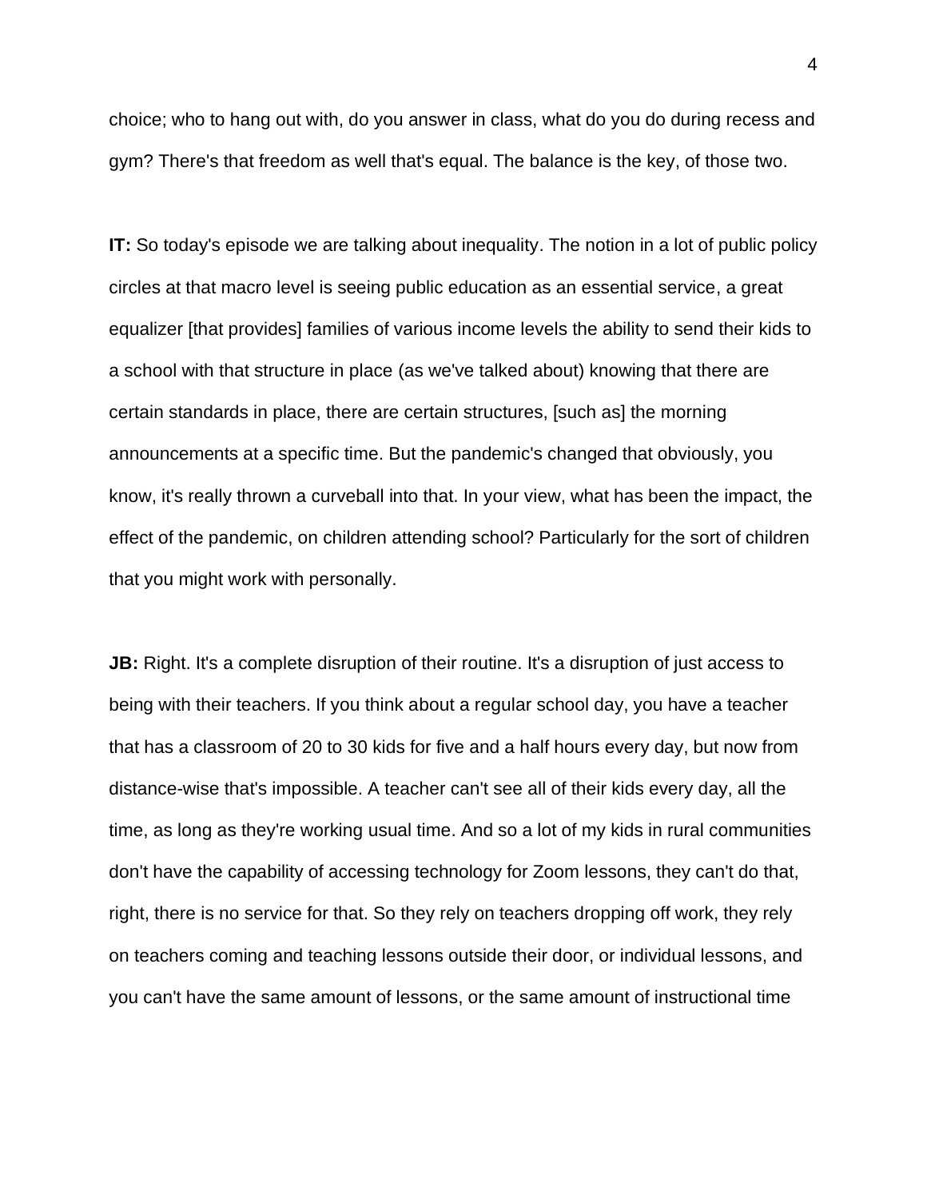choice; who to hang out with, do you answer in class, what do you do during recess and gym? There's that freedom as well that's equal. The balance is the key, of those two.

**IT:** So today's episode we are talking about inequality. The notion in a lot of public policy circles at that macro level is seeing public education as an essential service, a great equalizer [that provides] families of various income levels the ability to send their kids to a school with that structure in place (as we've talked about) knowing that there are certain standards in place, there are certain structures, [such as] the morning announcements at a specific time. But the pandemic's changed that obviously, you know, it's really thrown a curveball into that. In your view, what has been the impact, the effect of the pandemic, on children attending school? Particularly for the sort of children that you might work with personally.

**JB:** Right. It's a complete disruption of their routine. It's a disruption of just access to being with their teachers. If you think about a regular school day, you have a teacher that has a classroom of 20 to 30 kids for five and a half hours every day, but now from distance-wise that's impossible. A teacher can't see all of their kids every day, all the time, as long as they're working usual time. And so a lot of my kids in rural communities don't have the capability of accessing technology for Zoom lessons, they can't do that, right, there is no service for that. So they rely on teachers dropping off work, they rely on teachers coming and teaching lessons outside their door, or individual lessons, and you can't have the same amount of lessons, or the same amount of instructional time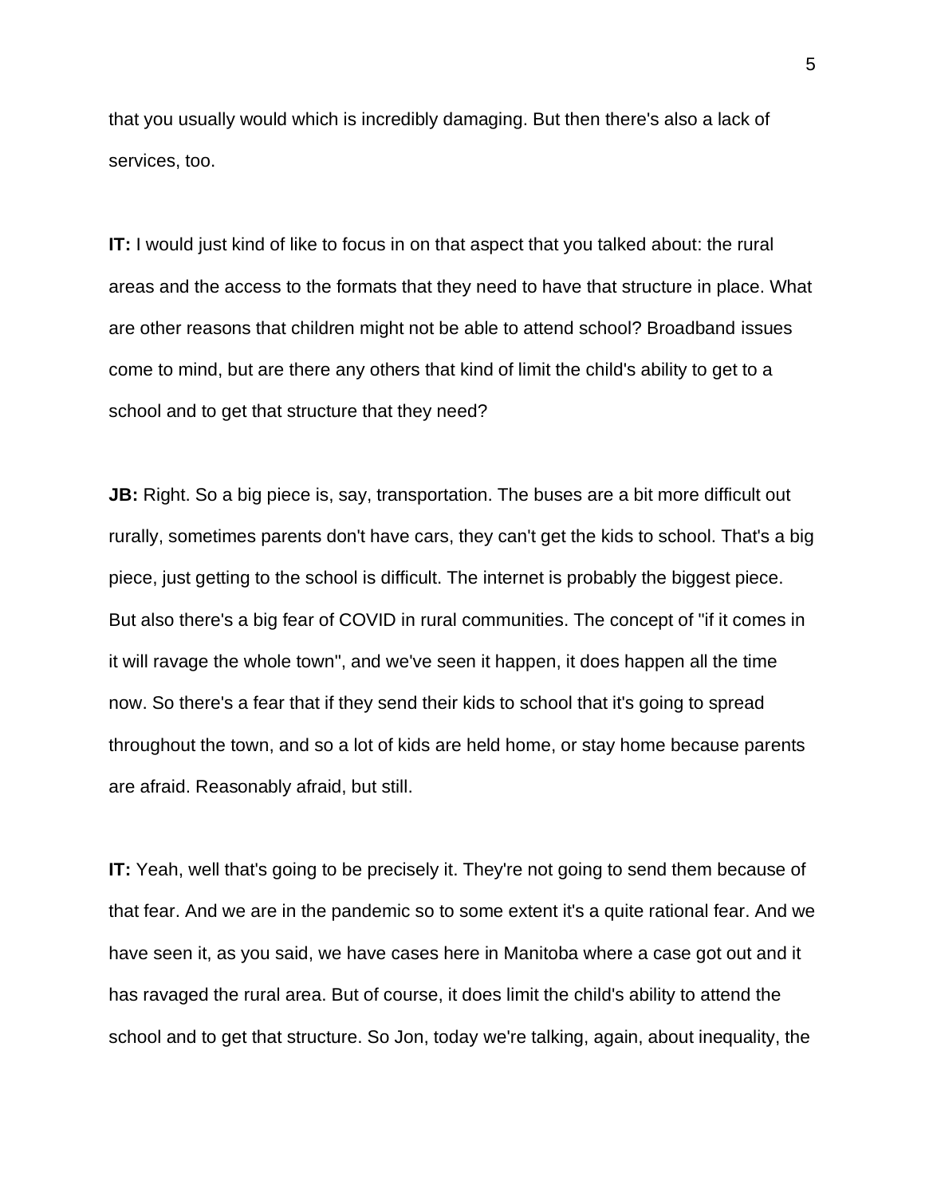that you usually would which is incredibly damaging. But then there's also a lack of services, too.

**IT:** I would just kind of like to focus in on that aspect that you talked about: the rural areas and the access to the formats that they need to have that structure in place. What are other reasons that children might not be able to attend school? Broadband issues come to mind, but are there any others that kind of limit the child's ability to get to a school and to get that structure that they need?

**JB:** Right. So a big piece is, say, transportation. The buses are a bit more difficult out rurally, sometimes parents don't have cars, they can't get the kids to school. That's a big piece, just getting to the school is difficult. The internet is probably the biggest piece. But also there's a big fear of COVID in rural communities. The concept of "if it comes in it will ravage the whole town", and we've seen it happen, it does happen all the time now. So there's a fear that if they send their kids to school that it's going to spread throughout the town, and so a lot of kids are held home, or stay home because parents are afraid. Reasonably afraid, but still.

**IT:** Yeah, well that's going to be precisely it. They're not going to send them because of that fear. And we are in the pandemic so to some extent it's a quite rational fear. And we have seen it, as you said, we have cases here in Manitoba where a case got out and it has ravaged the rural area. But of course, it does limit the child's ability to attend the school and to get that structure. So Jon, today we're talking, again, about inequality, the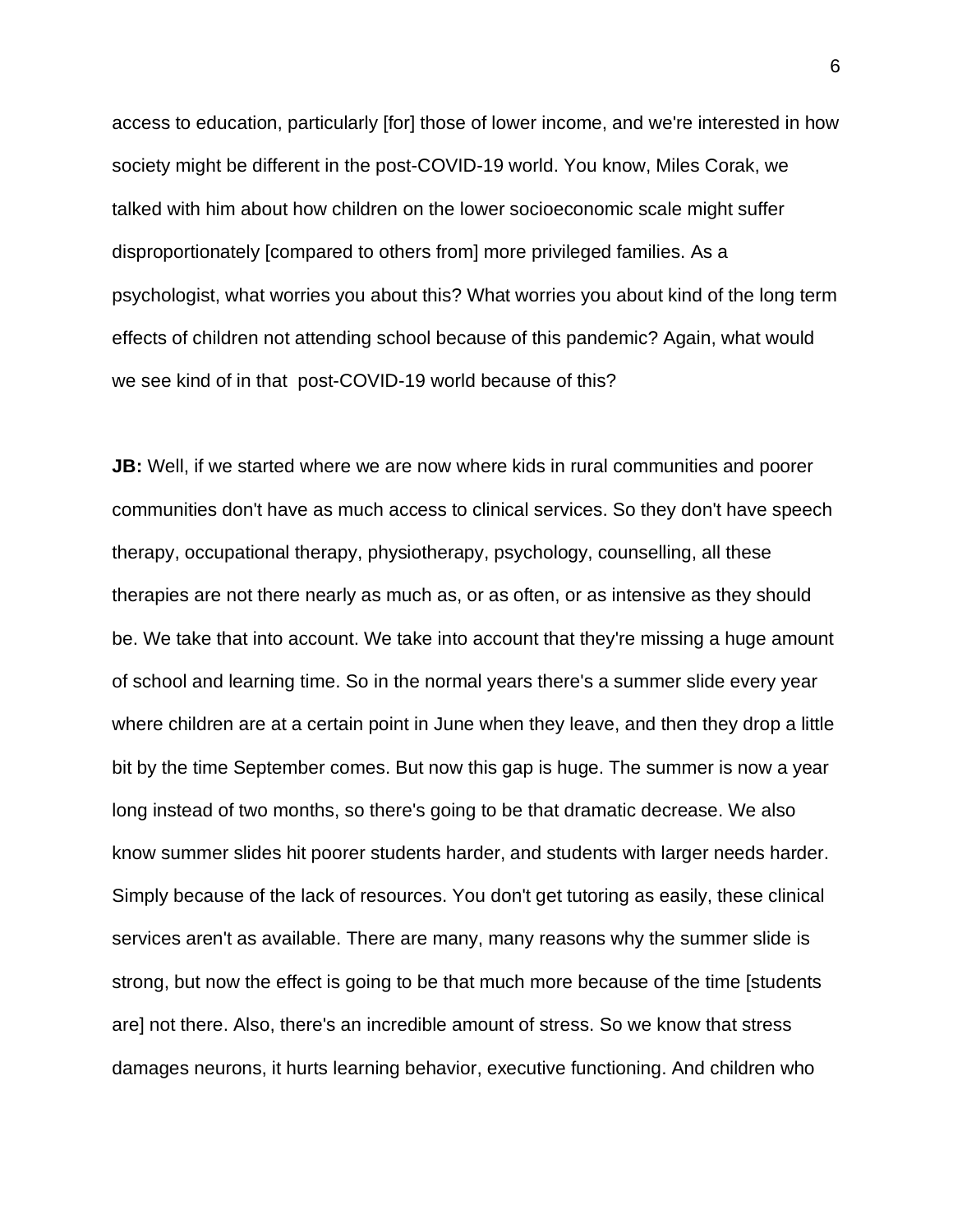access to education, particularly [for] those of lower income, and we're interested in how society might be different in the post-COVID-19 world. You know, Miles Corak, we talked with him about how children on the lower socioeconomic scale might suffer disproportionately [compared to others from] more privileged families. As a psychologist, what worries you about this? What worries you about kind of the long term effects of children not attending school because of this pandemic? Again, what would we see kind of in that post-COVID-19 world because of this?

**JB:** Well, if we started where we are now where kids in rural communities and poorer communities don't have as much access to clinical services. So they don't have speech therapy, occupational therapy, physiotherapy, psychology, counselling, all these therapies are not there nearly as much as, or as often, or as intensive as they should be. We take that into account. We take into account that they're missing a huge amount of school and learning time. So in the normal years there's a summer slide every year where children are at a certain point in June when they leave, and then they drop a little bit by the time September comes. But now this gap is huge. The summer is now a year long instead of two months, so there's going to be that dramatic decrease. We also know summer slides hit poorer students harder, and students with larger needs harder. Simply because of the lack of resources. You don't get tutoring as easily, these clinical services aren't as available. There are many, many reasons why the summer slide is strong, but now the effect is going to be that much more because of the time [students are] not there. Also, there's an incredible amount of stress. So we know that stress damages neurons, it hurts learning behavior, executive functioning. And children who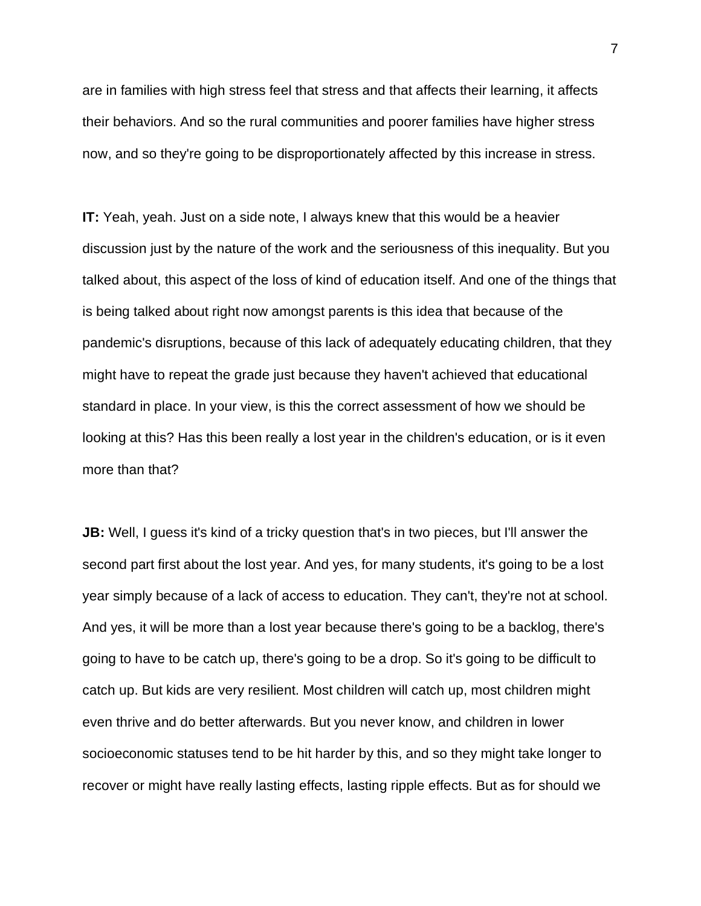are in families with high stress feel that stress and that affects their learning, it affects their behaviors. And so the rural communities and poorer families have higher stress now, and so they're going to be disproportionately affected by this increase in stress.

**IT:** Yeah, yeah. Just on a side note, I always knew that this would be a heavier discussion just by the nature of the work and the seriousness of this inequality. But you talked about, this aspect of the loss of kind of education itself. And one of the things that is being talked about right now amongst parents is this idea that because of the pandemic's disruptions, because of this lack of adequately educating children, that they might have to repeat the grade just because they haven't achieved that educational standard in place. In your view, is this the correct assessment of how we should be looking at this? Has this been really a lost year in the children's education, or is it even more than that?

**JB:** Well, I guess it's kind of a tricky question that's in two pieces, but I'll answer the second part first about the lost year. And yes, for many students, it's going to be a lost year simply because of a lack of access to education. They can't, they're not at school. And yes, it will be more than a lost year because there's going to be a backlog, there's going to have to be catch up, there's going to be a drop. So it's going to be difficult to catch up. But kids are very resilient. Most children will catch up, most children might even thrive and do better afterwards. But you never know, and children in lower socioeconomic statuses tend to be hit harder by this, and so they might take longer to recover or might have really lasting effects, lasting ripple effects. But as for should we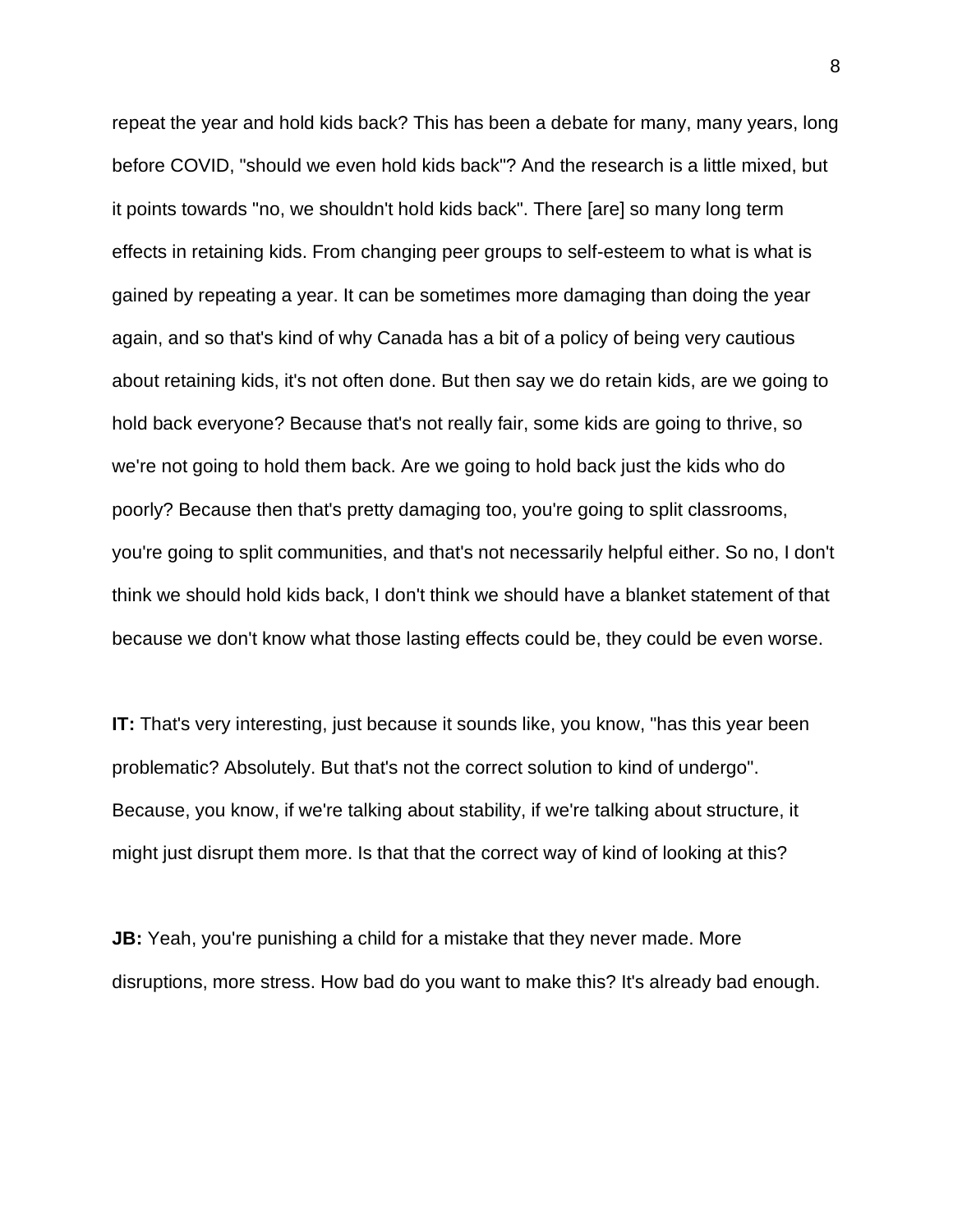repeat the year and hold kids back? This has been a debate for many, many years, long before COVID, "should we even hold kids back"? And the research is a little mixed, but it points towards "no, we shouldn't hold kids back". There [are] so many long term effects in retaining kids. From changing peer groups to self-esteem to what is what is gained by repeating a year. It can be sometimes more damaging than doing the year again, and so that's kind of why Canada has a bit of a policy of being very cautious about retaining kids, it's not often done. But then say we do retain kids, are we going to hold back everyone? Because that's not really fair, some kids are going to thrive, so we're not going to hold them back. Are we going to hold back just the kids who do poorly? Because then that's pretty damaging too, you're going to split classrooms, you're going to split communities, and that's not necessarily helpful either. So no, I don't think we should hold kids back, I don't think we should have a blanket statement of that because we don't know what those lasting effects could be, they could be even worse.

**IT:** That's very interesting, just because it sounds like, you know, "has this year been problematic? Absolutely. But that's not the correct solution to kind of undergo". Because, you know, if we're talking about stability, if we're talking about structure, it might just disrupt them more. Is that that the correct way of kind of looking at this?

**JB:** Yeah, you're punishing a child for a mistake that they never made. More disruptions, more stress. How bad do you want to make this? It's already bad enough.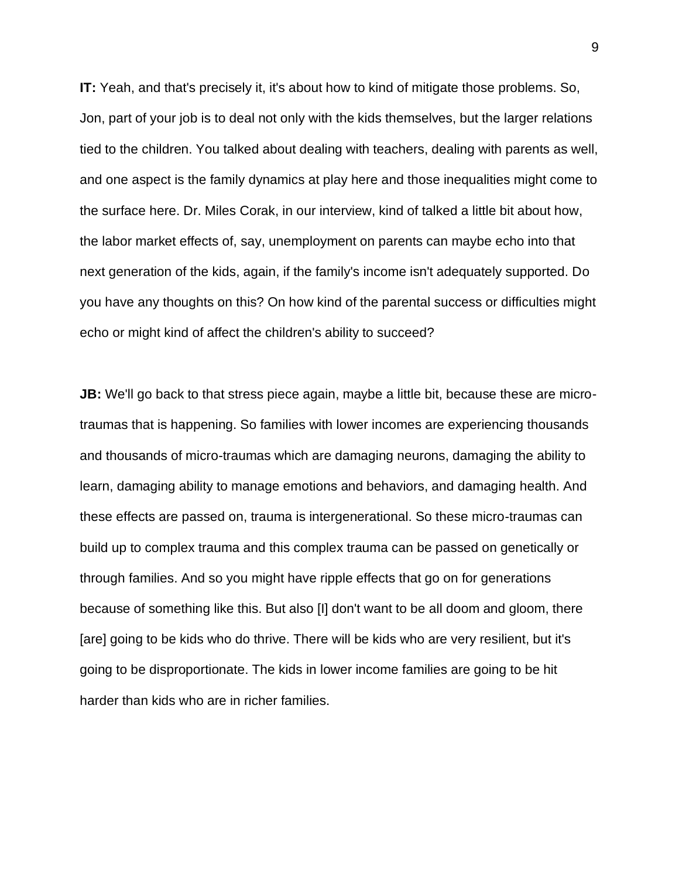**IT:** Yeah, and that's precisely it, it's about how to kind of mitigate those problems. So, Jon, part of your job is to deal not only with the kids themselves, but the larger relations tied to the children. You talked about dealing with teachers, dealing with parents as well, and one aspect is the family dynamics at play here and those inequalities might come to the surface here. Dr. Miles Corak, in our interview, kind of talked a little bit about how, the labor market effects of, say, unemployment on parents can maybe echo into that next generation of the kids, again, if the family's income isn't adequately supported. Do you have any thoughts on this? On how kind of the parental success or difficulties might echo or might kind of affect the children's ability to succeed?

**JB:** We'll go back to that stress piece again, maybe a little bit, because these are micro-traumas that is happening. So families with lower incomes are experiencing thousands and thousands of micro-traumas which are damaging neurons, damaging the ability to learn, damaging ability to manage emotions and behaviors, and damaging health. And these effects are passed on, trauma is intergenerational. So these micro-traumas can build up to complex trauma and this complex trauma can be passed on genetically or through families. And so you might have ripple effects that go on for generations because of something like this. But also [I] don't want to be all doom and gloom, there [are] going to be kids who do thrive. There will be kids who are very resilient, but it's going to be disproportionate. The kids in lower income families are going to be hit harder than kids who are in richer families.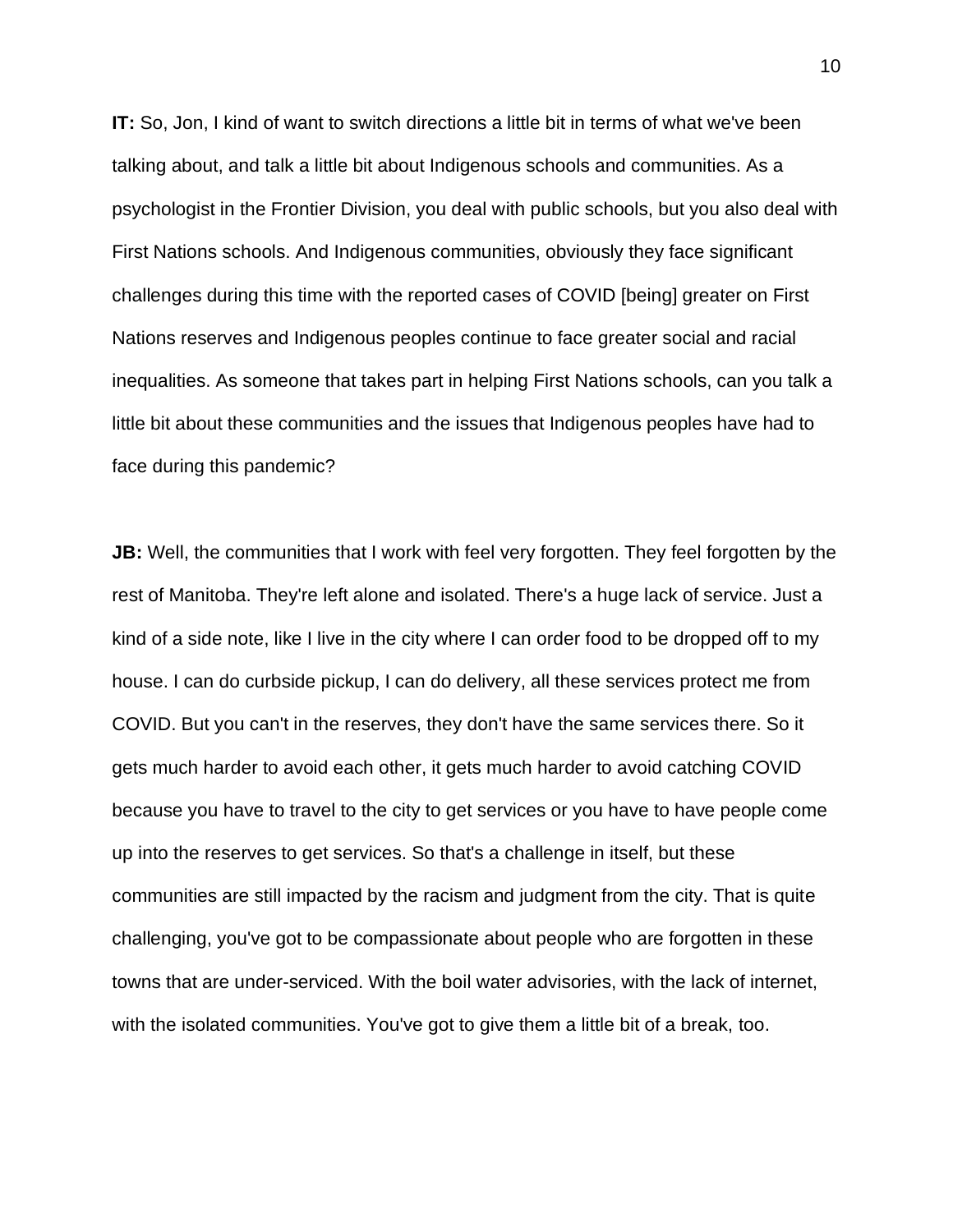**IT:** So, Jon, I kind of want to switch directions a little bit in terms of what we've been talking about, and talk a little bit about Indigenous schools and communities. As a psychologist in the Frontier Division, you deal with public schools, but you also deal with First Nations schools. And Indigenous communities, obviously they face significant challenges during this time with the reported cases of COVID [being] greater on First Nations reserves and Indigenous peoples continue to face greater social and racial inequalities. As someone that takes part in helping First Nations schools, can you talk a little bit about these communities and the issues that Indigenous peoples have had to face during this pandemic?

**JB:** Well, the communities that I work with feel very forgotten. They feel forgotten by the rest of Manitoba. They're left alone and isolated. There's a huge lack of service. Just a kind of a side note, like I live in the city where I can order food to be dropped off to my house. I can do curbside pickup, I can do delivery, all these services protect me from COVID. But you can't in the reserves, they don't have the same services there. So it gets much harder to avoid each other, it gets much harder to avoid catching COVID because you have to travel to the city to get services or you have to have people come up into the reserves to get services. So that's a challenge in itself, but these communities are still impacted by the racism and judgment from the city. That is quite challenging, you've got to be compassionate about people who are forgotten in these towns that are under-serviced. With the boil water advisories, with the lack of internet, with the isolated communities. You've got to give them a little bit of a break, too.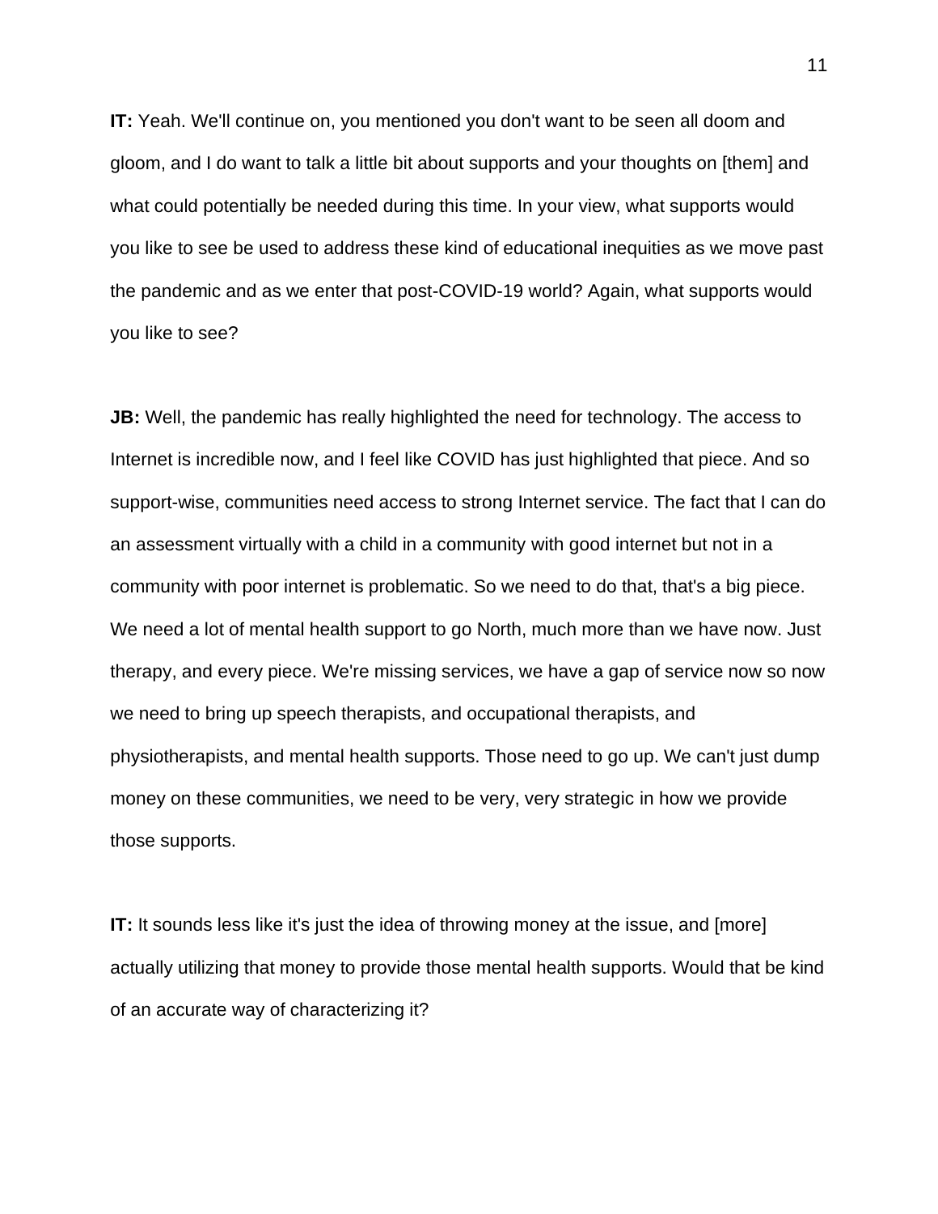**IT:** Yeah. We'll continue on, you mentioned you don't want to be seen all doom and gloom, and I do want to talk a little bit about supports and your thoughts on [them] and what could potentially be needed during this time. In your view, what supports would you like to see be used to address these kind of educational inequities as we move past the pandemic and as we enter that post-COVID-19 world? Again, what supports would you like to see?

**JB:** Well, the pandemic has really highlighted the need for technology. The access to Internet is incredible now, and I feel like COVID has just highlighted that piece. And so support-wise, communities need access to strong Internet service. The fact that I can do an assessment virtually with a child in a community with good internet but not in a community with poor internet is problematic. So we need to do that, that's a big piece. We need a lot of mental health support to go North, much more than we have now. Just therapy, and every piece. We're missing services, we have a gap of service now so now we need to bring up speech therapists, and occupational therapists, and physiotherapists, and mental health supports. Those need to go up. We can't just dump money on these communities, we need to be very, very strategic in how we provide those supports.

**IT:** It sounds less like it's just the idea of throwing money at the issue, and [more] actually utilizing that money to provide those mental health supports. Would that be kind of an accurate way of characterizing it?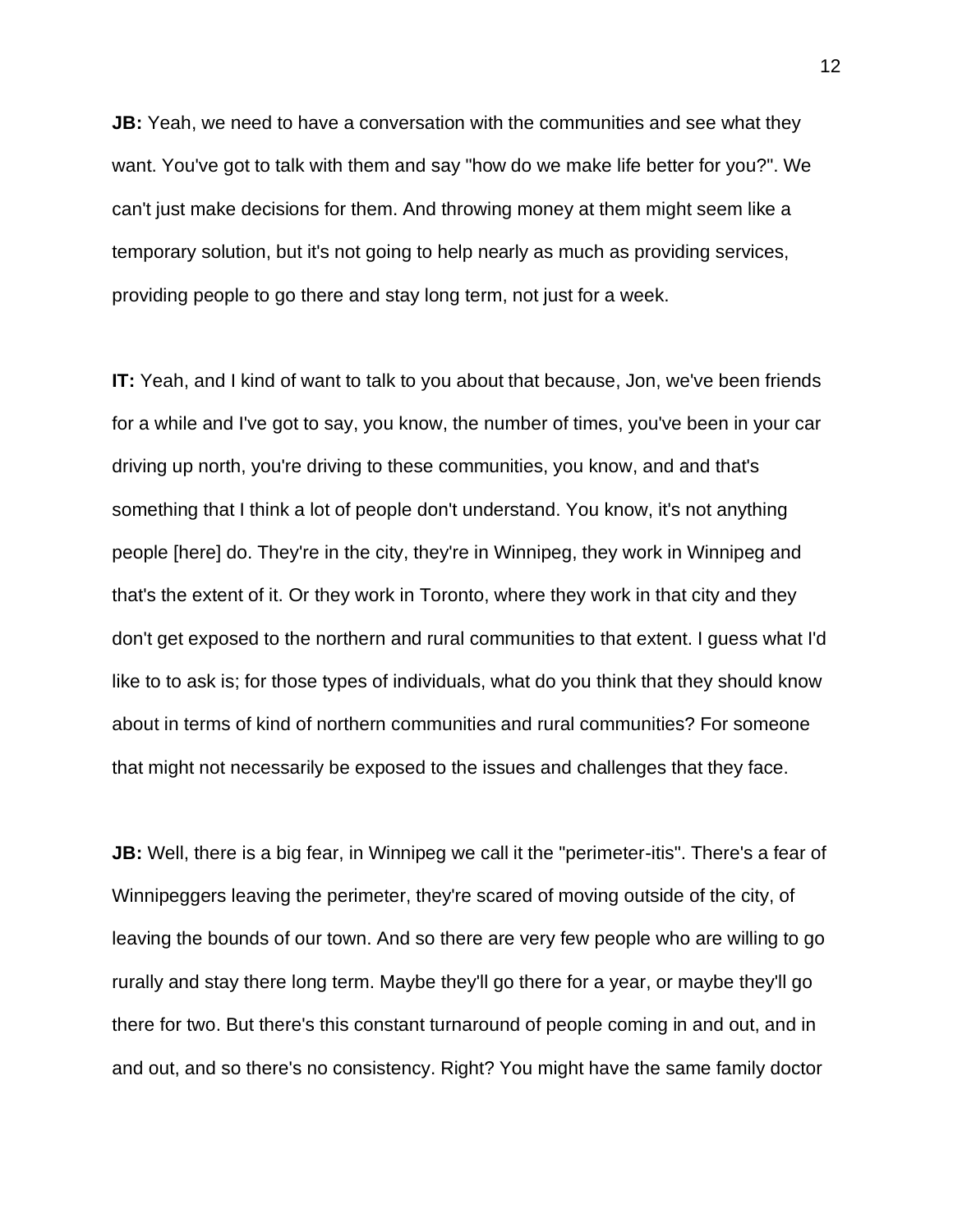**JB:** Yeah, we need to have a conversation with the communities and see what they want. You've got to talk with them and say "how do we make life better for you?". We can't just make decisions for them. And throwing money at them might seem like a temporary solution, but it's not going to help nearly as much as providing services, providing people to go there and stay long term, not just for a week.

**IT:** Yeah, and I kind of want to talk to you about that because, Jon, we've been friends for a while and I've got to say, you know, the number of times, you've been in your car driving up north, you're driving to these communities, you know, and and that's something that I think a lot of people don't understand. You know, it's not anything people [here] do. They're in the city, they're in Winnipeg, they work in Winnipeg and that's the extent of it. Or they work in Toronto, where they work in that city and they don't get exposed to the northern and rural communities to that extent. I guess what I'd like to to ask is; for those types of individuals, what do you think that they should know about in terms of kind of northern communities and rural communities? For someone that might not necessarily be exposed to the issues and challenges that they face.

**JB:** Well, there is a big fear, in Winnipeg we call it the "perimeter-itis". There's a fear of Winnipeggers leaving the perimeter, they're scared of moving outside of the city, of leaving the bounds of our town. And so there are very few people who are willing to go rurally and stay there long term. Maybe they'll go there for a year, or maybe they'll go there for two. But there's this constant turnaround of people coming in and out, and in and out, and so there's no consistency. Right? You might have the same family doctor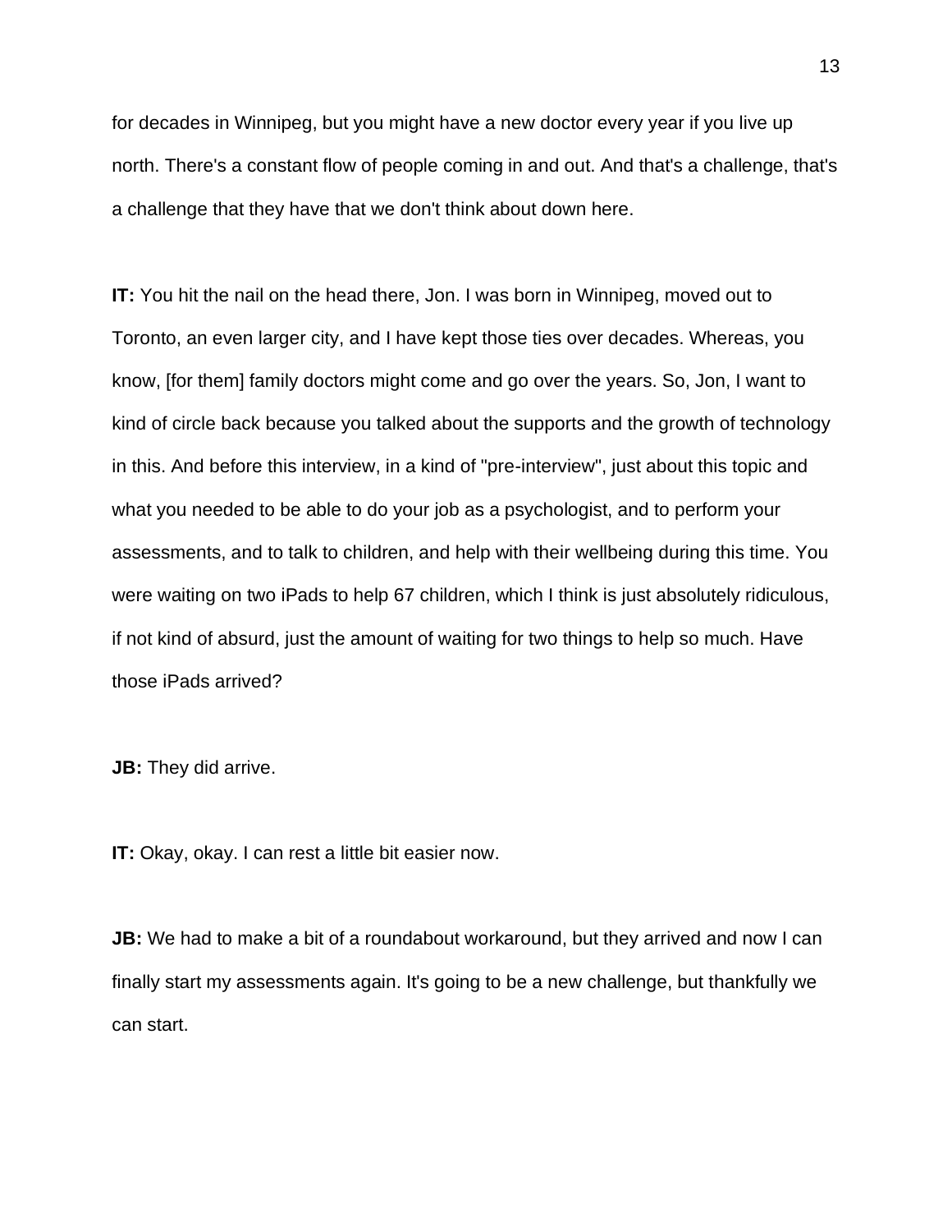for decades in Winnipeg, but you might have a new doctor every year if you live up north. There's a constant flow of people coming in and out. And that's a challenge, that's a challenge that they have that we don't think about down here.

**IT:** You hit the nail on the head there, Jon. I was born in Winnipeg, moved out to Toronto, an even larger city, and I have kept those ties over decades. Whereas, you know, [for them] family doctors might come and go over the years. So, Jon, I want to kind of circle back because you talked about the supports and the growth of technology in this. And before this interview, in a kind of "pre-interview", just about this topic and what you needed to be able to do your job as a psychologist, and to perform your assessments, and to talk to children, and help with their wellbeing during this time. You were waiting on two iPads to help 67 children, which I think is just absolutely ridiculous, if not kind of absurd, just the amount of waiting for two things to help so much. Have those iPads arrived?

**JB:** They did arrive.

**IT:** Okay, okay. I can rest a little bit easier now.

**JB:** We had to make a bit of a roundabout workaround, but they arrived and now I can finally start my assessments again. It's going to be a new challenge, but thankfully we can start.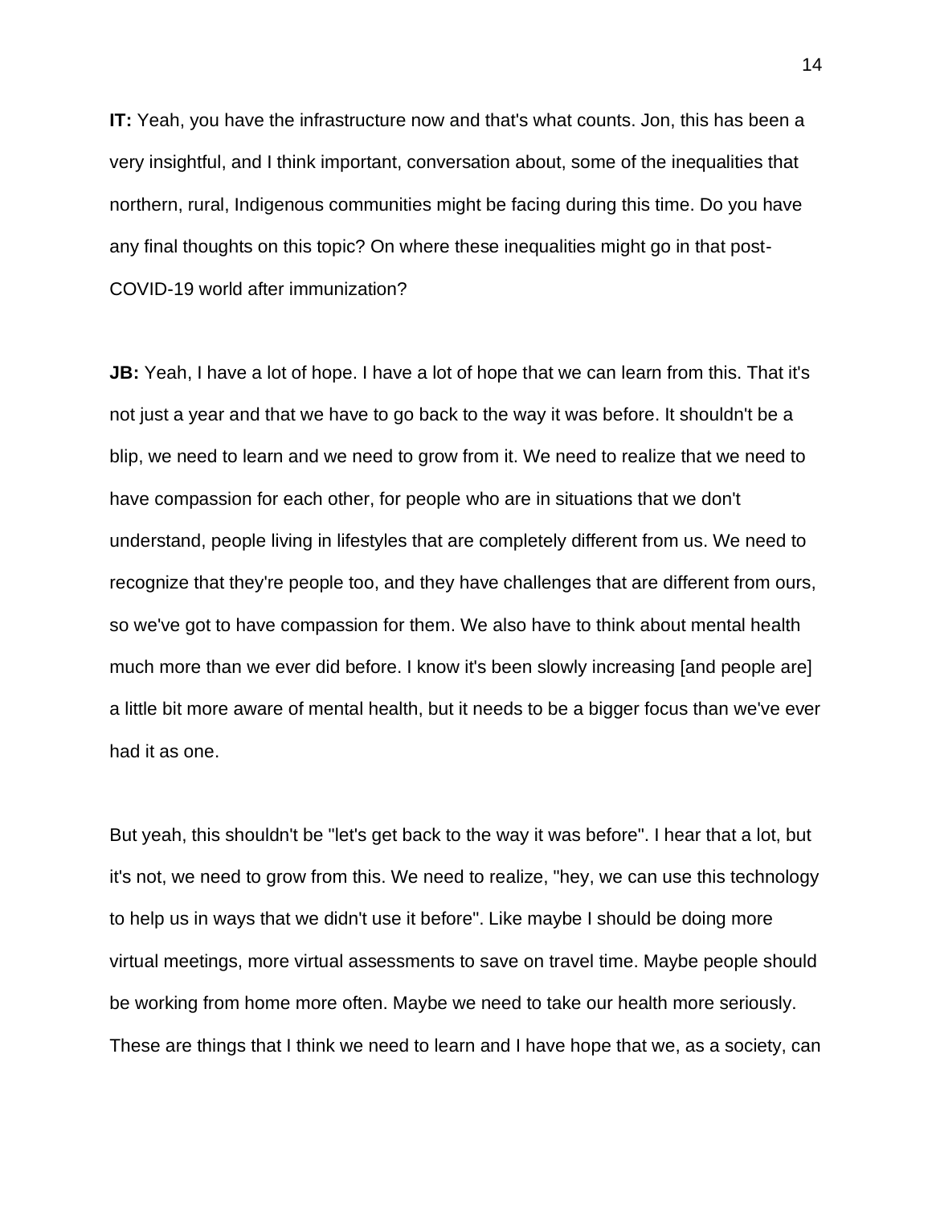**IT:** Yeah, you have the infrastructure now and that's what counts. Jon, this has been a very insightful, and I think important, conversation about, some of the inequalities that northern, rural, Indigenous communities might be facing during this time. Do you have any final thoughts on this topic? On where these inequalities might go in that post-COVID-19 world after immunization?

**JB:** Yeah, I have a lot of hope. I have a lot of hope that we can learn from this. That it's not just a year and that we have to go back to the way it was before. It shouldn't be a blip, we need to learn and we need to grow from it. We need to realize that we need to have compassion for each other, for people who are in situations that we don't understand, people living in lifestyles that are completely different from us. We need to recognize that they're people too, and they have challenges that are different from ours, so we've got to have compassion for them. We also have to think about mental health much more than we ever did before. I know it's been slowly increasing [and people are] a little bit more aware of mental health, but it needs to be a bigger focus than we've ever had it as one.

But yeah, this shouldn't be "let's get back to the way it was before". I hear that a lot, but it's not, we need to grow from this. We need to realize, "hey, we can use this technology to help us in ways that we didn't use it before". Like maybe I should be doing more virtual meetings, more virtual assessments to save on travel time. Maybe people should be working from home more often. Maybe we need to take our health more seriously. These are things that I think we need to learn and I have hope that we, as a society, can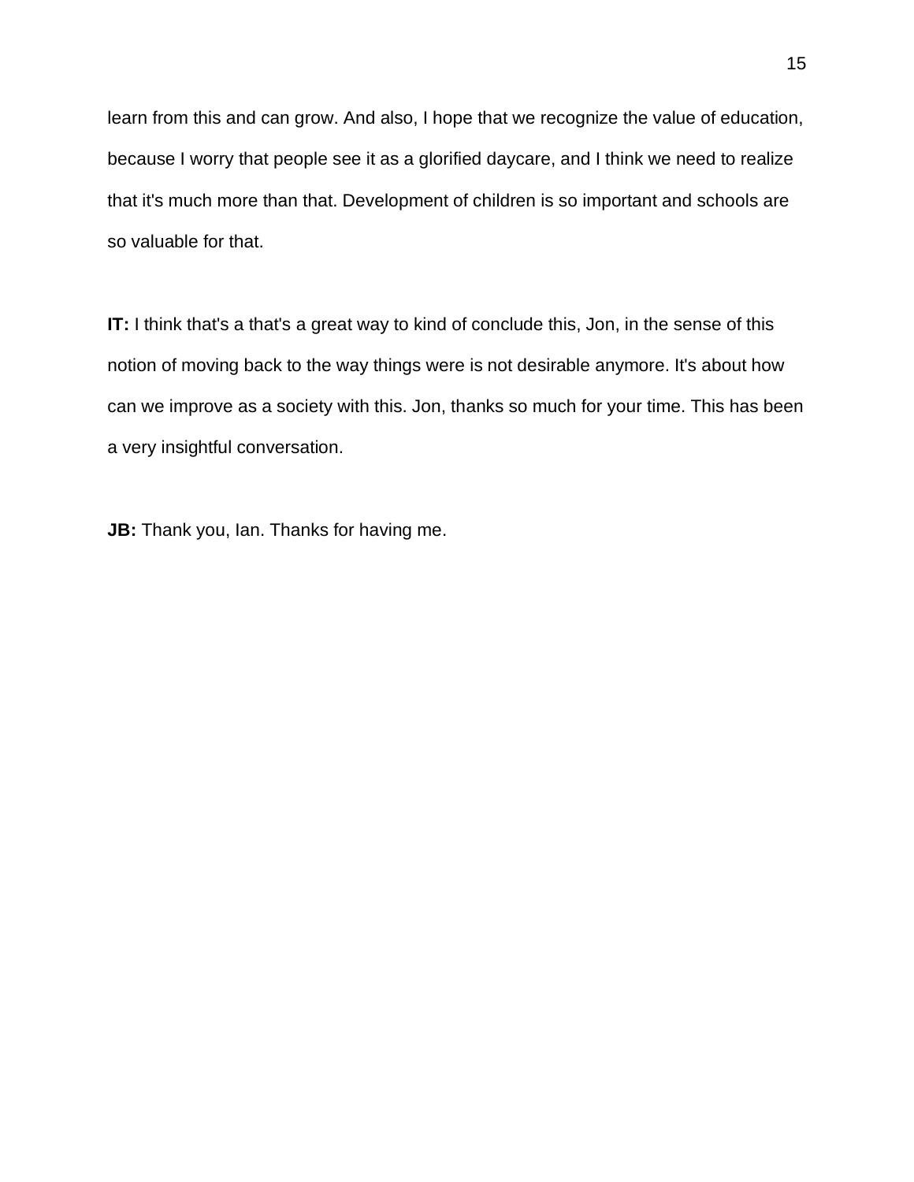learn from this and can grow. And also, I hope that we recognize the value of education, because I worry that people see it as a glorified daycare, and I think we need to realize that it's much more than that. Development of children is so important and schools are so valuable for that.

**IT:** I think that's a that's a great way to kind of conclude this, Jon, in the sense of this notion of moving back to the way things were is not desirable anymore. It's about how can we improve as a society with this. Jon, thanks so much for your time. This has been a very insightful conversation.

**JB:** Thank you, Ian. Thanks for having me.